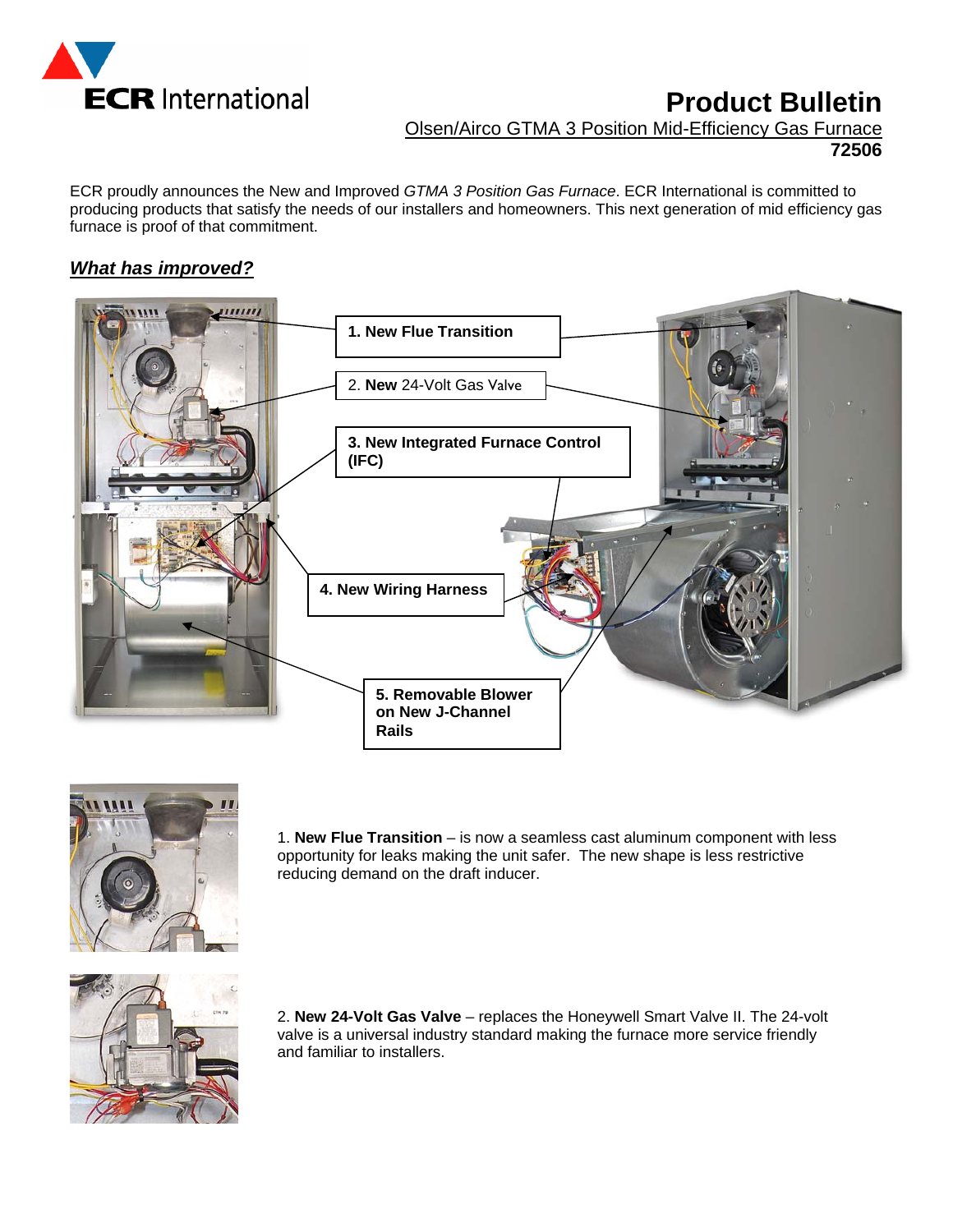# Product Bulletin

Olsen/Airco GTMA 3 Position Mid-Efficiency Gas Furnace

**72506**

ECR proudly announces the New and Improved *GTMA 3 Position Gas Furnace*. ECR International is committed to producing products that satisfy the needs of our installers and homeowners. This next generation of mid efficiency gas furnace is proof of that commitment.

## *What has improved?*

**1. New Flue Transition**

2. **New** 24-Volt Gas Valve

**3. New Integrated Furnace Control (IFC)**

**4. New Wiring Harness**

**5. Removable Blower on New J-Channel Rails**

1. **New Flue Transition** – is now a seamless cast aluminum component with less opportunity for leaks making the unit safer. The new shape is less restrictive reducing demand on the draft inducer.

2. **New 24-Volt Gas Valve** – replaces the Honeywell Smart Valve II. The 24-volt valve is a universal industry standard making the furnace more service friendly and familiar to installers.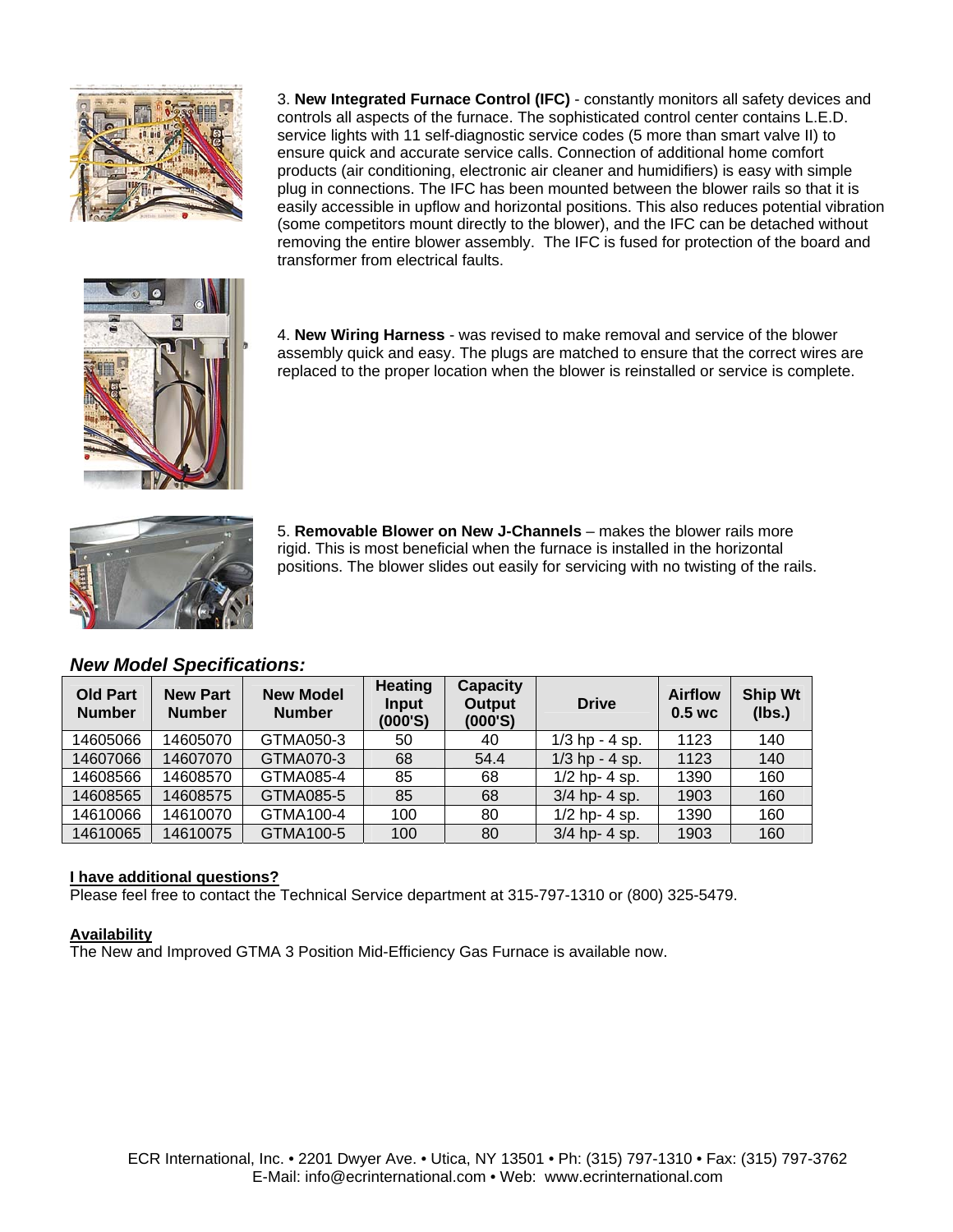3. **New Integrated Furnace Control (IFC)** - constantly monitors all safety devices and controls all aspects of the furnace. The sophisticated control center contains L.E.D. service lights with 11 self-diagnostic service codes (5 more than smart valve II) to ensure quick and accurate service calls. Connection of additional home comfort products (air conditioning, electronic air cleaner and humidifiers) is easy with simple plug in connections. The IFC has been mounted between the blower rails so that it is easily accessible in upflow and horizontal positions. This also reduces potential vibration (some competitors mount directly to the blower), and the IFC can be detached without removing the entire blower assembly. The IFC is fused for protection of the board and transformer from electrical faults.

4. **New Wiring Harness** - was revised to make removal and service of the blower assembly quick and easy. The plugs are matched to ensure that the correct wires are replaced to the proper location when the blower is reinstalled or service is complete.

5. **Removable Blower on New J-Channels** – makes the blower rails more rigid. This is most beneficial when the furnace is installed in the horizontal positions. The blower slides out easily for servicing with no twisting of the rails.

### *New Model Specifications:*

| Old Part Number | New Part Number | New Model Number | Heating Input (000'S) | Capacity Output (000'S) | Drive | Airflow 0.5 wc | Ship Wt (lbs.) |
|---|---|---|---|---|---|---|---|
| 14605066 | 14605070 | GTMA050-3 | 50 | 40 | 1/3 hp - 4 sp. | 1123 | 140 |
| 14607066 | 14607070 | GTMA070-3 | 68 | 54.4 | 1/3 hp - 4 sp. | 1123 | 140 |
| 14608566 | 14608570 | GTMA085-4 | 85 | 68 | 1/2 hp- 4 sp. | 1390 | 160 |
| 14608565 | 14608575 | GTMA085-5 | 85 | 68 | 3/4 hp- 4 sp. | 1903 | 160 |
| 14610066 | 14610070 | GTMA100-4 | 100 | 80 | 1/2 hp- 4 sp. | 1390 | 160 |
| 14610065 | 14610075 | GTMA100-5 | 100 | 80 | 3/4 hp- 4 sp. | 1903 | 160 |

**I have additional questions?**

Please feel free to contact the Technical Service department at 315-797-1310 or (800) 325-5479.

**Availability**

The New and Improved GTMA 3 Position Mid-Efficiency Gas Furnace is available now.

ECR International, Inc. • 2201 Dwyer Ave. • Utica, NY 13501 • Ph: (315) 797-1310 • Fax: (315) 797-3762
E-Mail: info@ecrinternational.com • Web: www.ecrinternational.com